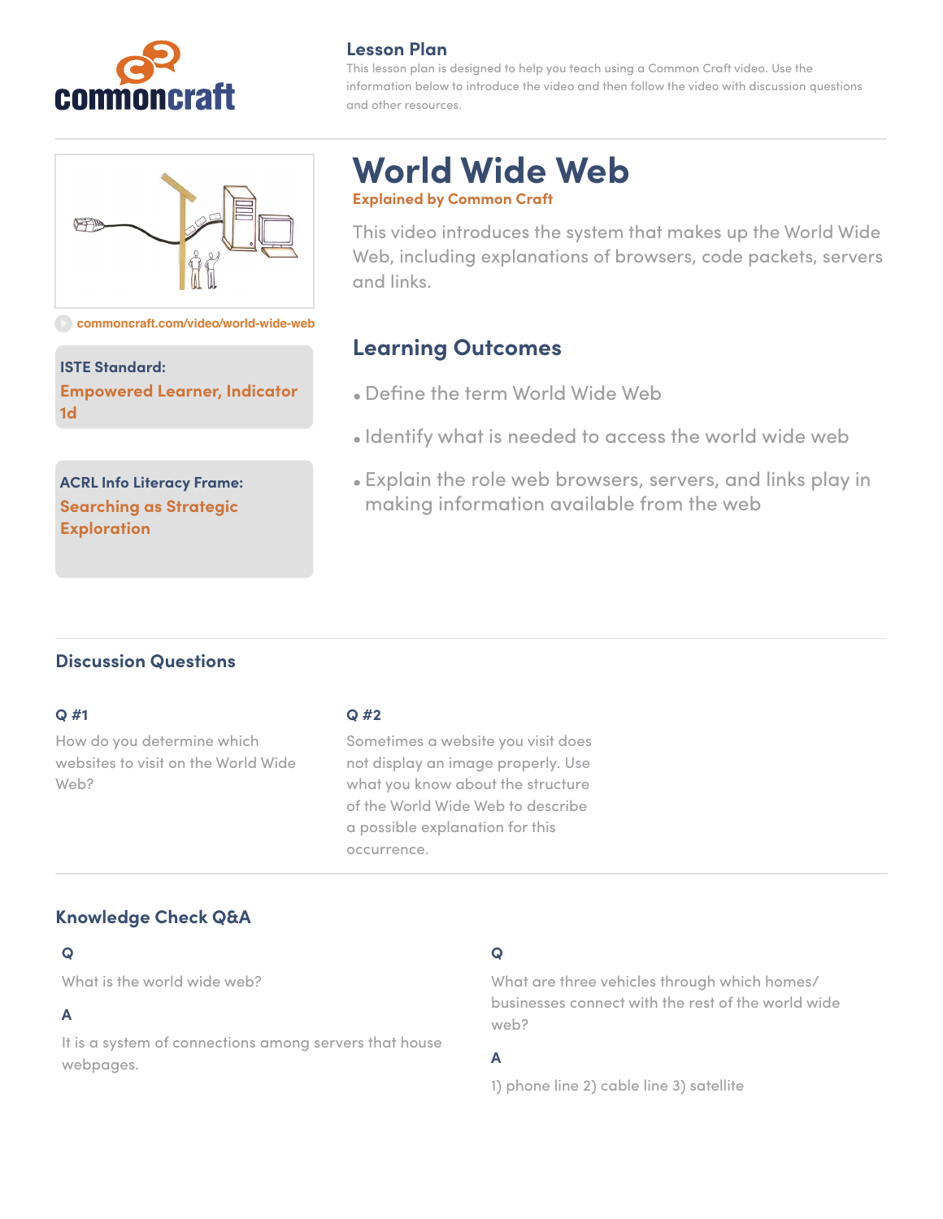commoncraft

## Lesson Plan

This lesson plan is designed to help you teach using a Common Craft video. Use the information below to introduce the video and then follow the video with discussion questions and other resources.

commoncraft.com/video/world-wide-web

**ISTE Standard:**
Empowered Learner, Indicator 1d

**ACRL Info Literacy Frame:**
Searching as Strategic Exploration

# World Wide Web

**Explained by Common Craft**

This video introduces the system that makes up the World Wide Web, including explanations of browsers, code packets, servers and links.

## Learning Outcomes

- Define the term World Wide Web
- Identify what is needed to access the world wide web
- Explain the role web browsers, servers, and links play in making information available from the web

## Discussion Questions

**Q #1**

How do you determine which websites to visit on the World Wide Web?

**Q #2**

Sometimes a website you visit does not display an image properly. Use what you know about the structure of the World Wide Web to describe a possible explanation for this occurrence.

## Knowledge Check Q&A

**Q**

What is the world wide web?

**A**

It is a system of connections among servers that house webpages.

**Q**

What are three vehicles through which homes/ businesses connect with the rest of the world wide web?

**A**

1) phone line 2) cable line 3) satellite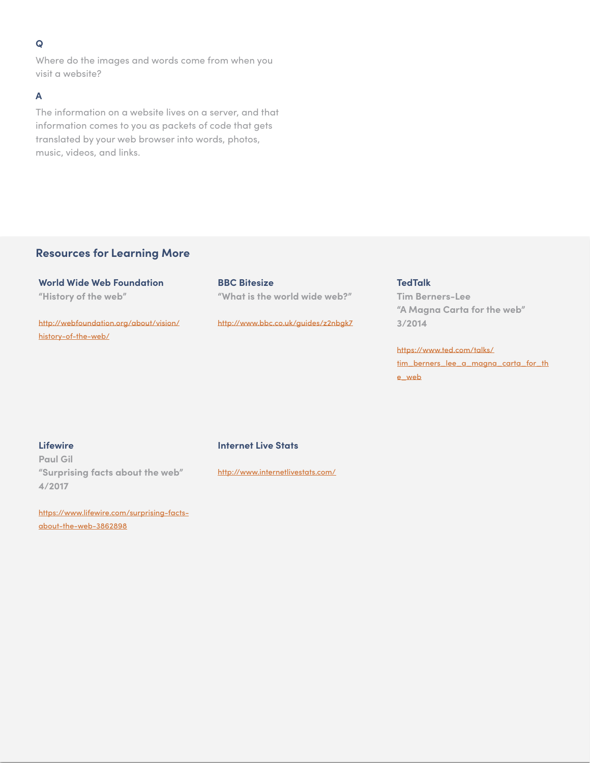**Q**

Where do the images and words come from when you visit a website?

**A**

The information on a website lives on a server, and that information comes to you as packets of code that gets translated by your web browser into words, photos, music, videos, and links.

## Resources for Learning More

**World Wide Web Foundation**
"History of the web"

http://webfoundation.org/about/vision/history-of-the-web/

**BBC Bitesize**
"What is the world wide web?"

http://www.bbc.co.uk/guides/z2nbgk7

**TedTalk**
Tim Berners-Lee
"A Magna Carta for the web"
3/2014

https://www.ted.com/talks/tim_berners_lee_a_magna_carta_for_the_web

**Lifewire**
Paul Gil
"Surprising facts about the web"
4/2017

https://www.lifewire.com/surprising-facts-about-the-web-3862898

**Internet Live Stats**

http://www.internetlivestats.com/